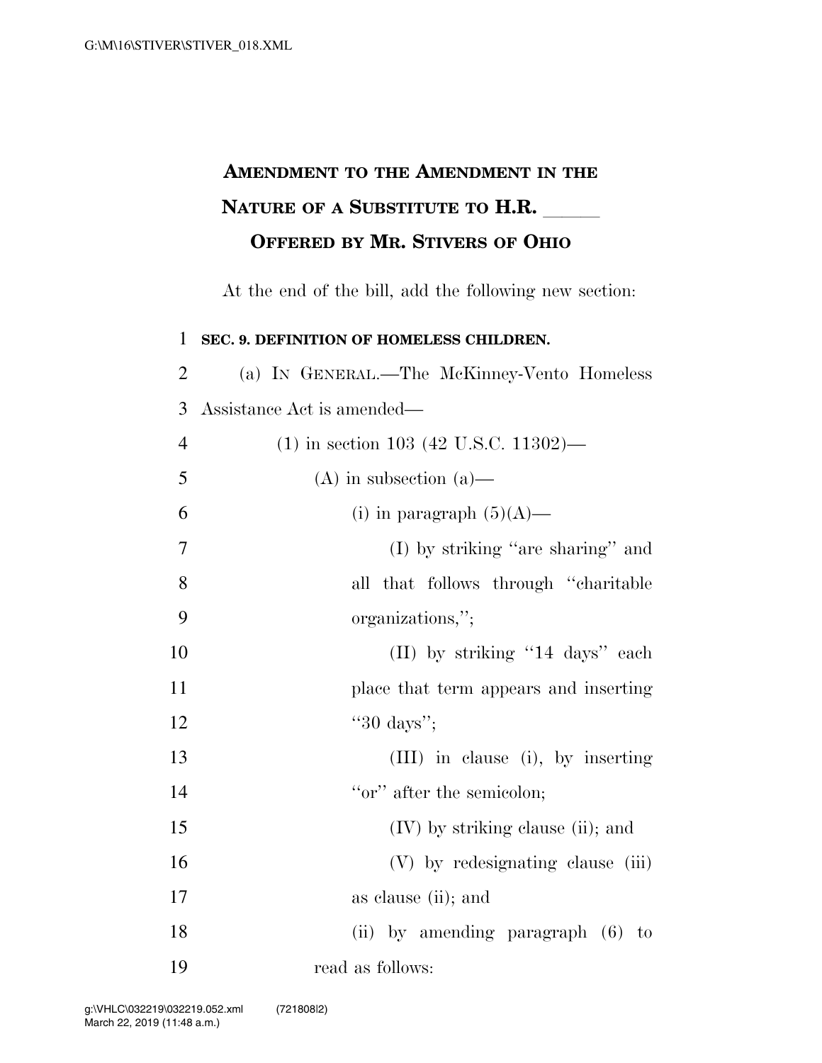# AMENDMENT TO THE AMENDMENT IN THE NATURE OF A SUBSTITUTE TO H.R. \_\_\_\_\_ OFFERED BY MR. STIVERS OF OHIO

At the end of the bill, add the following new section:

**SEC. 9. DEFINITION OF HOMELESS CHILDREN.**

(a) IN GENERAL.—The McKinney-Vento Homeless Assistance Act is amended—

(1) in section 103 (42 U.S.C. 11302)—

(A) in subsection (a)—

(i) in paragraph (5)(A)—

(I) by striking "are sharing" and all that follows through "charitable organizations,";

(II) by striking "14 days" each place that term appears and inserting "30 days";

(III) in clause (i), by inserting "or" after the semicolon;

(IV) by striking clause (ii); and

(V) by redesignating clause (iii) as clause (ii); and

(ii) by amending paragraph (6) to read as follows: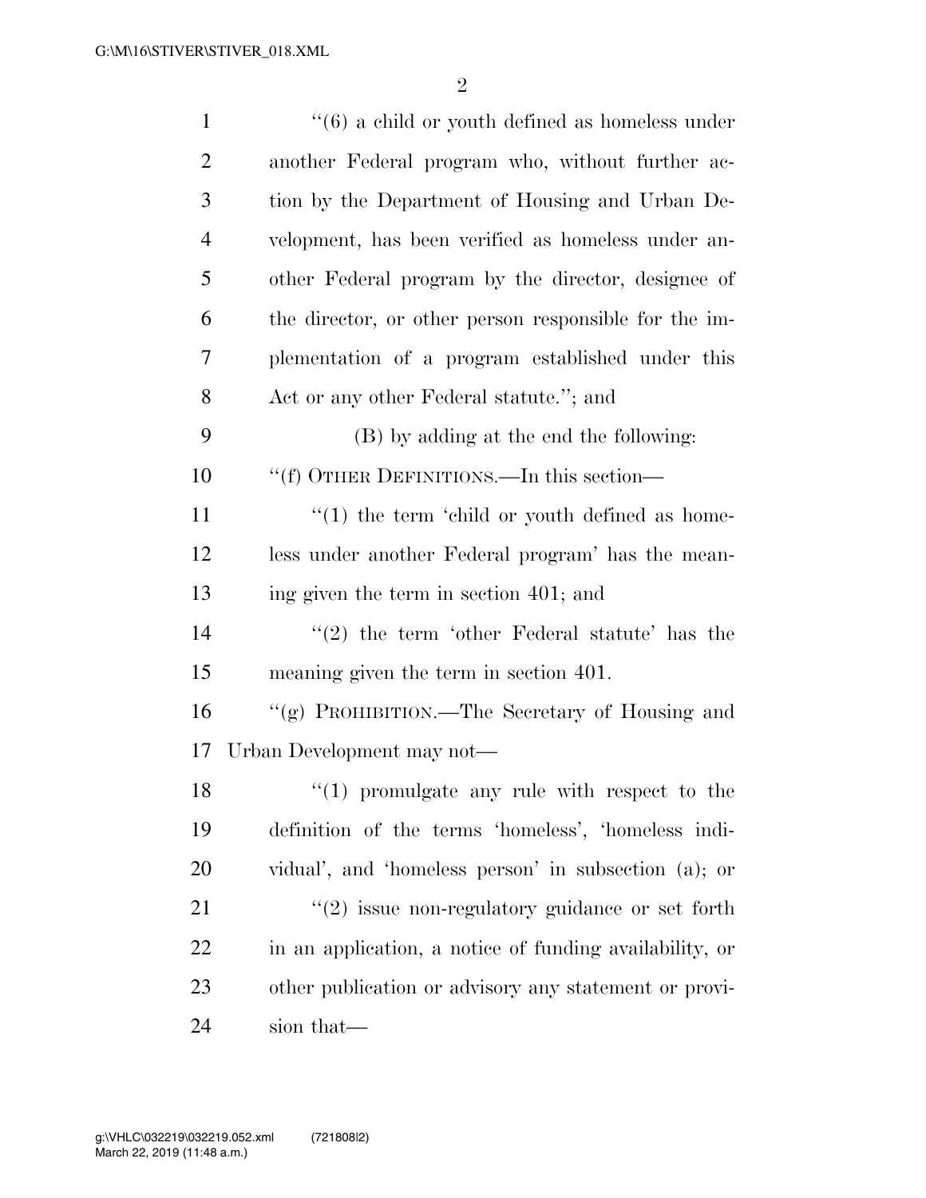''(6) a child or youth defined as homeless under another Federal program who, without further action by the Department of Housing and Urban Development, has been verified as homeless under another Federal program by the director, designee of the director, or other person responsible for the implementation of a program established under this Act or any other Federal statute.''; and

(B) by adding at the end the following:

''(f) OTHER DEFINITIONS.—In this section—

''(1) the term 'child or youth defined as homeless under another Federal program' has the meaning given the term in section 401; and

''(2) the term 'other Federal statute' has the meaning given the term in section 401.

''(g) PROHIBITION.—The Secretary of Housing and Urban Development may not—

''(1) promulgate any rule with respect to the definition of the terms 'homeless', 'homeless individual', and 'homeless person' in subsection (a); or

''(2) issue non-regulatory guidance or set forth in an application, a notice of funding availability, or other publication or advisory any statement or provision that—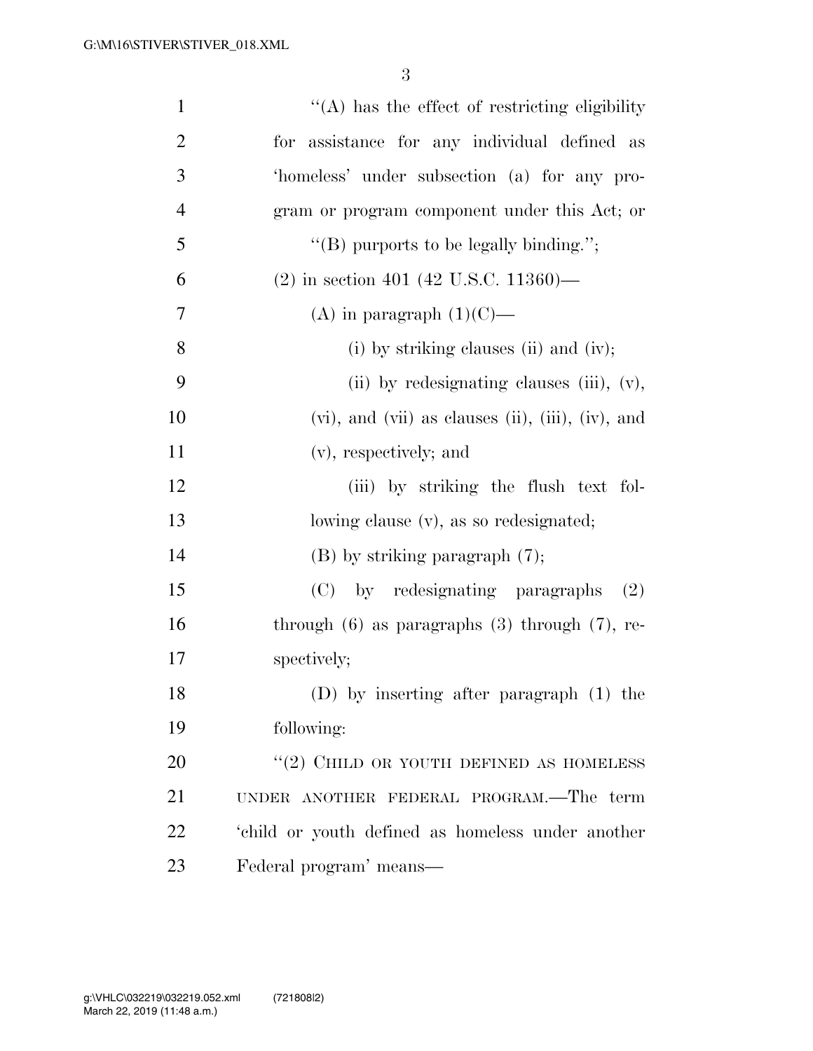''(A) has the effect of restricting eligibility for assistance for any individual defined as 'homeless' under subsection (a) for any program or program component under this Act; or

''(B) purports to be legally binding.'';

(2) in section 401 (42 U.S.C. 11360)—

(A) in paragraph (1)(C)—

(i) by striking clauses (ii) and (iv);

(ii) by redesignating clauses (iii), (v), (vi), and (vii) as clauses (ii), (iii), (iv), and (v), respectively; and

(iii) by striking the flush text following clause (v), as so redesignated;

(B) by striking paragraph (7);

(C) by redesignating paragraphs (2) through (6) as paragraphs (3) through (7), respectively;

(D) by inserting after paragraph (1) the following:

''(2) CHILD OR YOUTH DEFINED AS HOMELESS UNDER ANOTHER FEDERAL PROGRAM.—The term 'child or youth defined as homeless under another Federal program' means—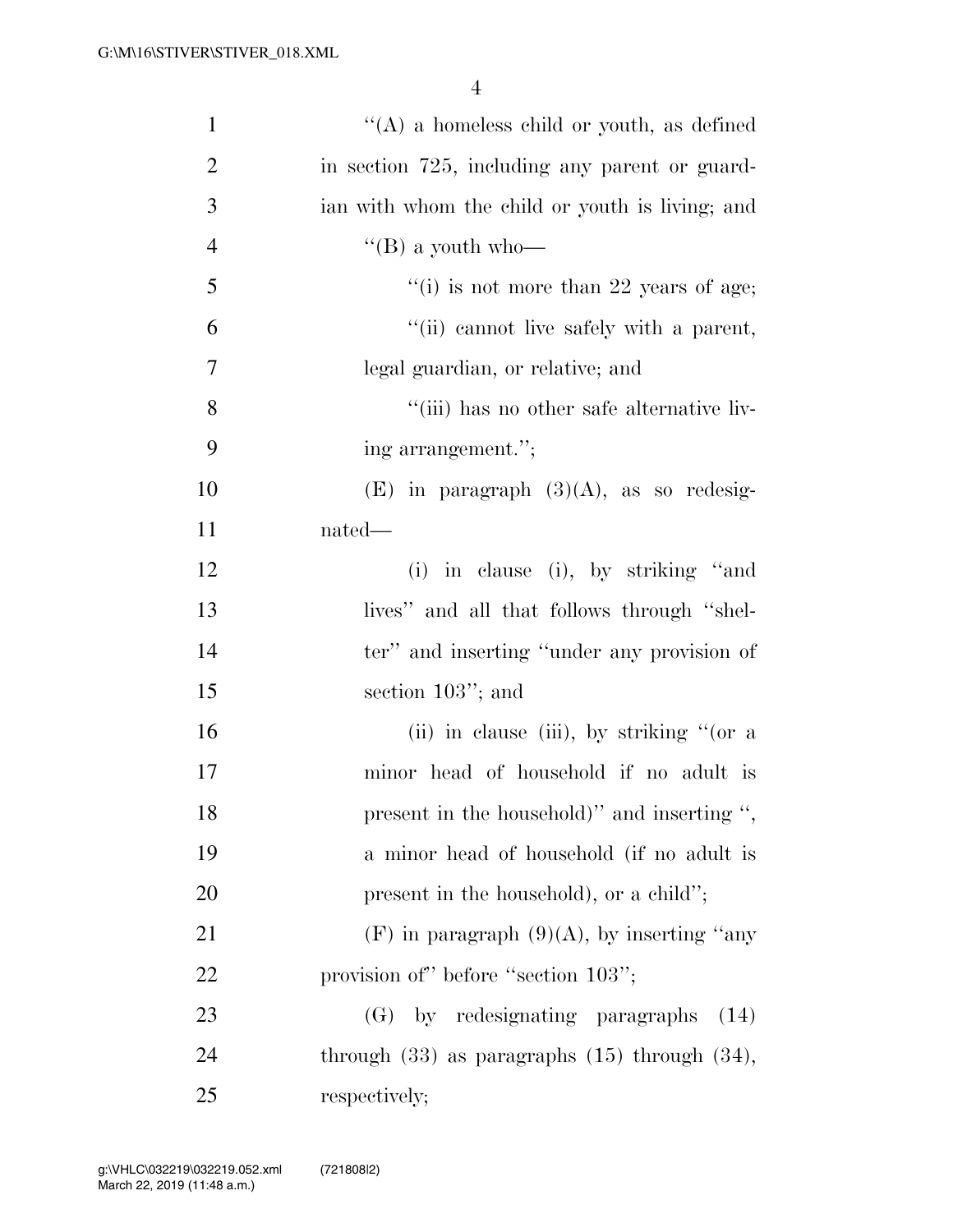"(A) a homeless child or youth, as defined in section 725, including any parent or guardian with whom the child or youth is living; and

"(B) a youth who—

"(i) is not more than 22 years of age;

"(ii) cannot live safely with a parent, legal guardian, or relative; and

"(iii) has no other safe alternative living arrangement.";

(E) in paragraph (3)(A), as so redesignated—

(i) in clause (i), by striking "and lives" and all that follows through "shelter" and inserting "under any provision of section 103"; and

(ii) in clause (iii), by striking "(or a minor head of household if no adult is present in the household)" and inserting ", a minor head of household (if no adult is present in the household), or a child";

(F) in paragraph (9)(A), by inserting "any provision of" before "section 103";

(G) by redesignating paragraphs (14) through (33) as paragraphs (15) through (34), respectively;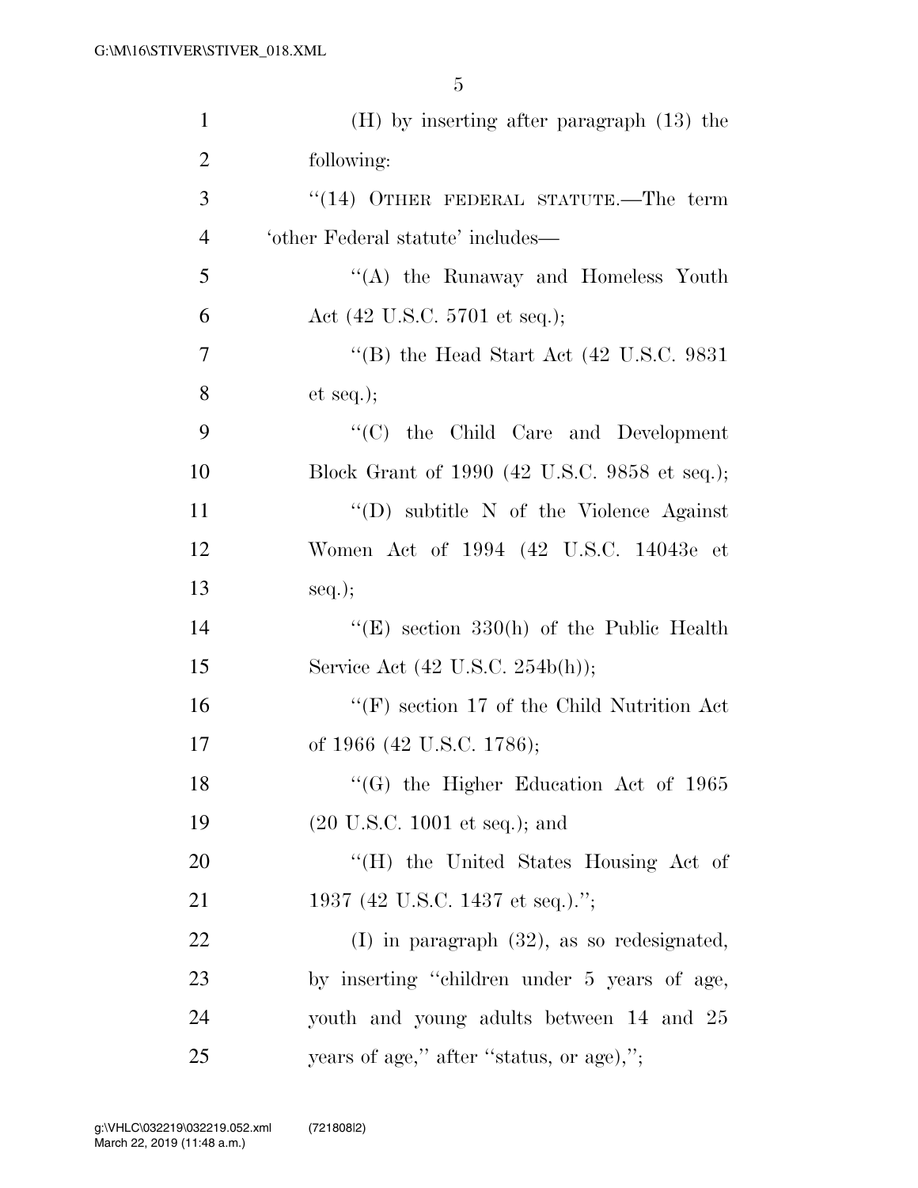(H) by inserting after paragraph (13) the following:

"(14) OTHER FEDERAL STATUTE.—The term 'other Federal statute' includes—

"(A) the Runaway and Homeless Youth Act (42 U.S.C. 5701 et seq.);

"(B) the Head Start Act (42 U.S.C. 9831 et seq.);

"(C) the Child Care and Development Block Grant of 1990 (42 U.S.C. 9858 et seq.);

"(D) subtitle N of the Violence Against Women Act of 1994 (42 U.S.C. 14043e et seq.);

"(E) section 330(h) of the Public Health Service Act (42 U.S.C. 254b(h));

"(F) section 17 of the Child Nutrition Act of 1966 (42 U.S.C. 1786);

"(G) the Higher Education Act of 1965 (20 U.S.C. 1001 et seq.); and

"(H) the United States Housing Act of 1937 (42 U.S.C. 1437 et seq.).";

(I) in paragraph (32), as so redesignated, by inserting "children under 5 years of age, youth and young adults between 14 and 25 years of age," after "status, or age),";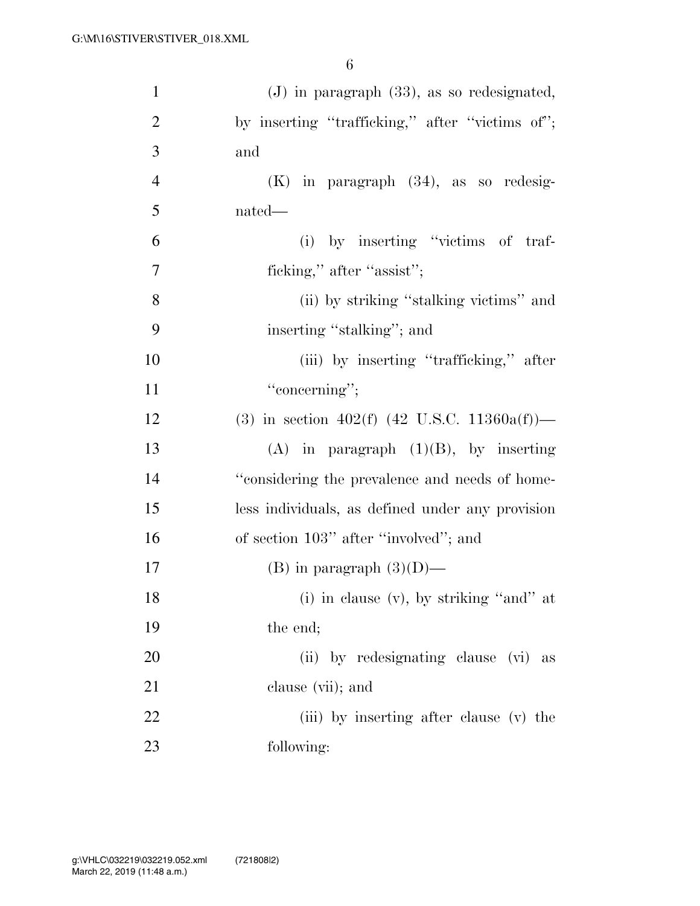(J) in paragraph (33), as so redesignated, by inserting ''trafficking,'' after ''victims of''; and

(K) in paragraph (34), as so redesignated—

(i) by inserting ''victims of trafficking,'' after ''assist'';

(ii) by striking ''stalking victims'' and inserting ''stalking''; and

(iii) by inserting ''trafficking,'' after ''concerning'';

(3) in section 402(f) (42 U.S.C. 11360a(f))—

(A) in paragraph (1)(B), by inserting ''considering the prevalence and needs of homeless individuals, as defined under any provision of section 103'' after ''involved''; and

(B) in paragraph (3)(D)—

(i) in clause (v), by striking ''and'' at the end;

(ii) by redesignating clause (vi) as clause (vii); and

(iii) by inserting after clause (v) the following: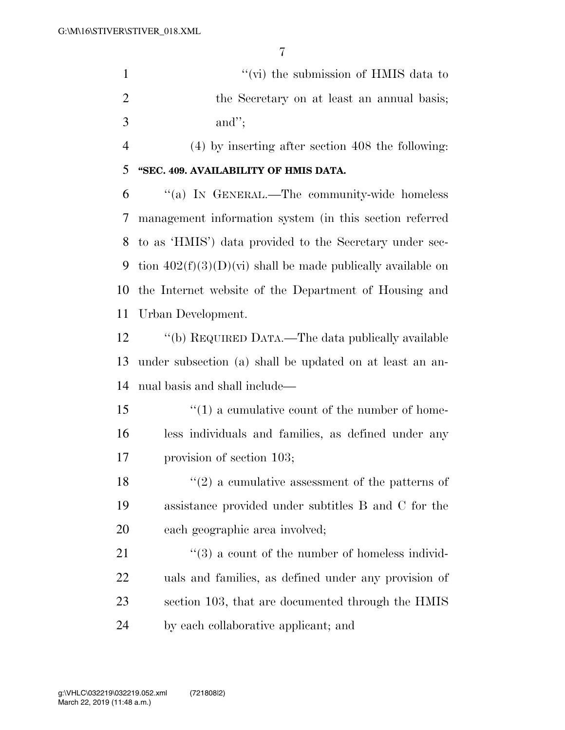"(vi) the submission of HMIS data to the Secretary on at least an annual basis; and";

(4) by inserting after section 408 the following:

**"SEC. 409. AVAILABILITY OF HMIS DATA.**

"(a) IN GENERAL.—The community-wide homeless management information system (in this section referred to as 'HMIS') data provided to the Secretary under section 402(f)(3)(D)(vi) shall be made publically available on the Internet website of the Department of Housing and Urban Development.

"(b) REQUIRED DATA.—The data publically available under subsection (a) shall be updated on at least an annual basis and shall include—

"(1) a cumulative count of the number of homeless individuals and families, as defined under any provision of section 103;

"(2) a cumulative assessment of the patterns of assistance provided under subtitles B and C for the each geographic area involved;

"(3) a count of the number of homeless individuals and families, as defined under any provision of section 103, that are documented through the HMIS by each collaborative applicant; and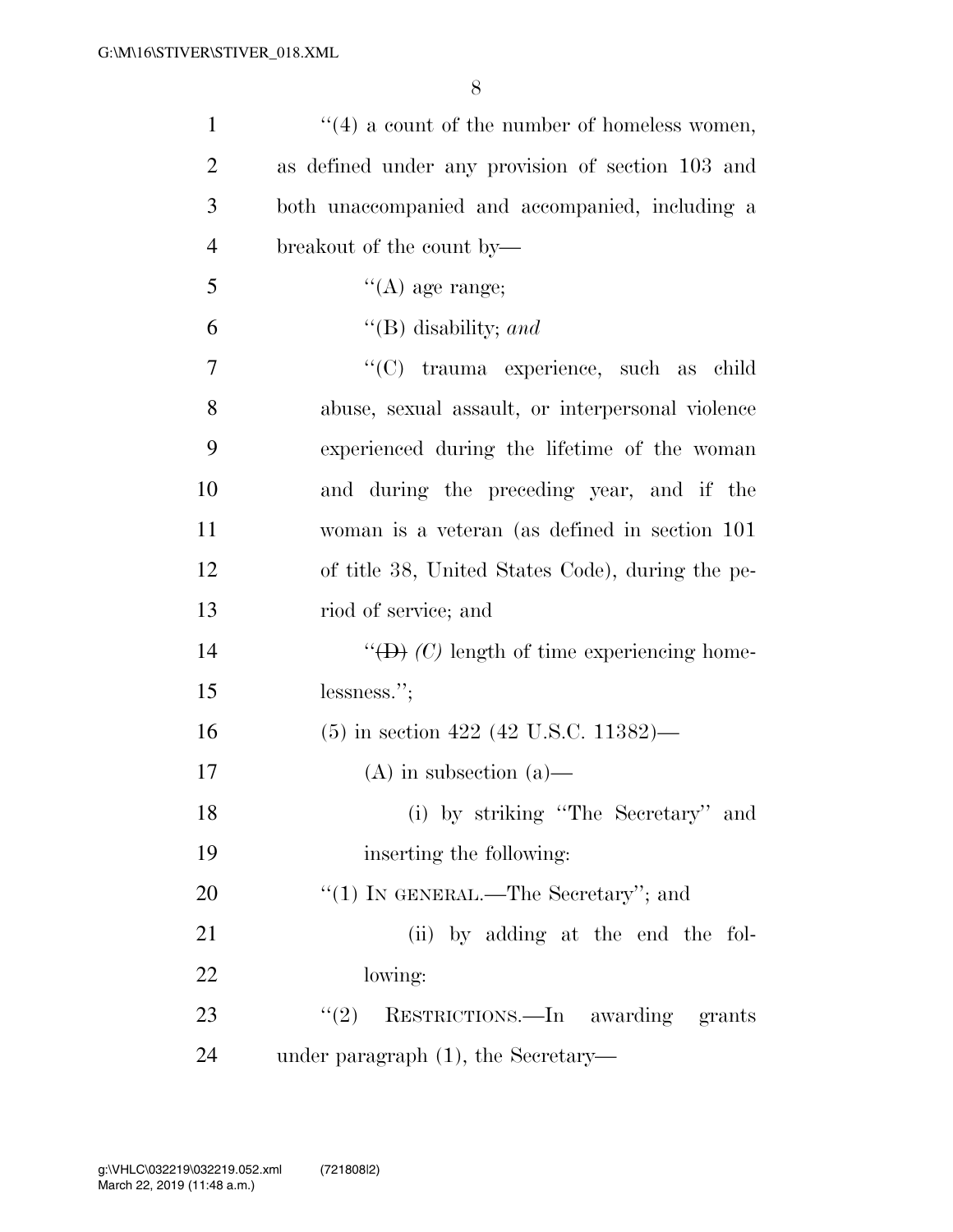"(4) a count of the number of homeless women, as defined under any provision of section 103 and both unaccompanied and accompanied, including a breakout of the count by—

"(A) age range;

"(B) disability; *and*

"(C) trauma experience, such as child abuse, sexual assault, or interpersonal violence experienced during the lifetime of the woman and during the preceding year, and if the woman is a veteran (as defined in section 101 of title 38, United States Code), during the period of service; and

"~~(D)~~ *(C)* length of time experiencing homelessness.";

(5) in section 422 (42 U.S.C. 11382)—

(A) in subsection (a)—

(i) by striking "The Secretary" and inserting the following:

"(1) IN GENERAL.—The Secretary"; and

(ii) by adding at the end the following:

"(2) RESTRICTIONS.—In awarding grants under paragraph (1), the Secretary—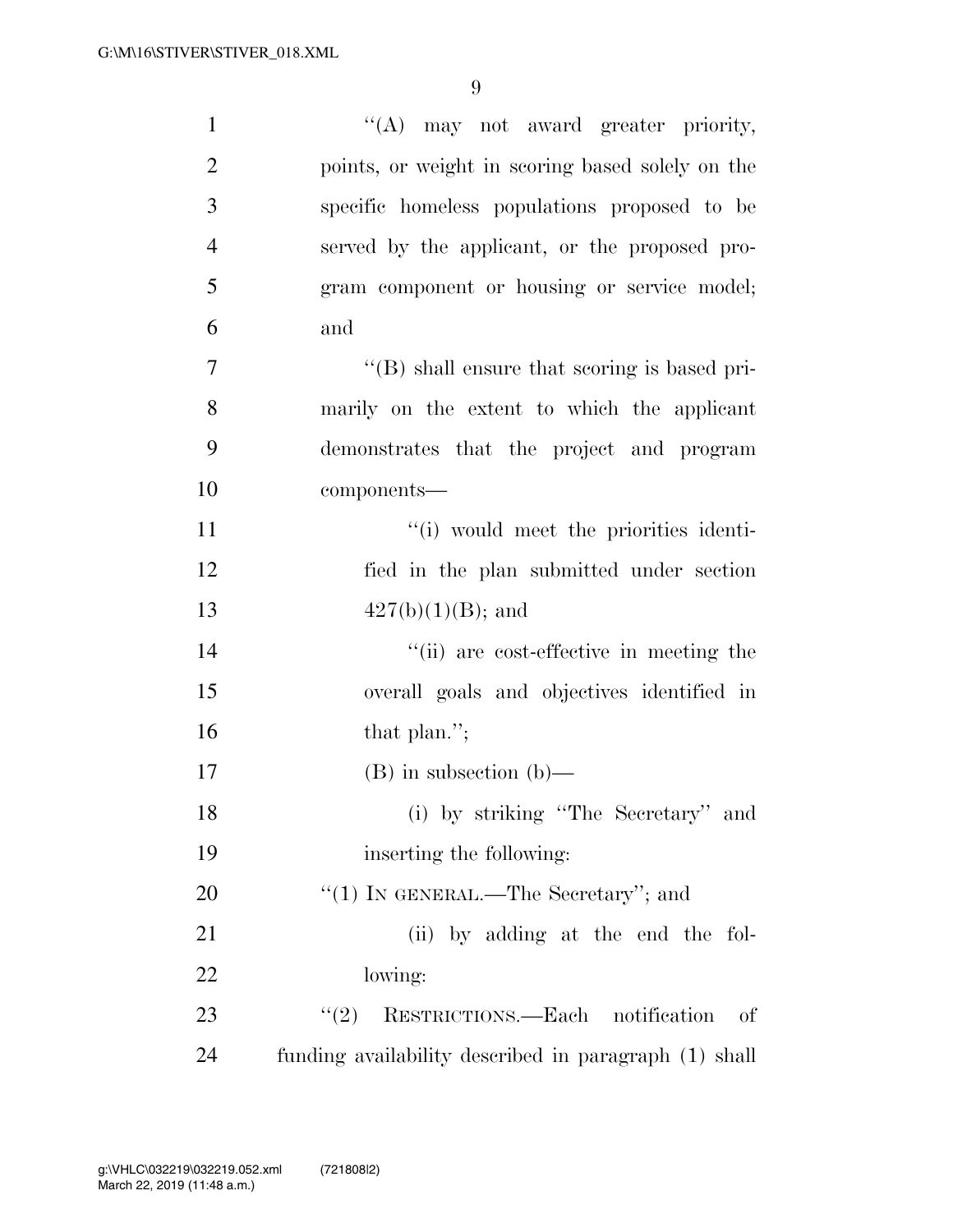''(A) may not award greater priority, points, or weight in scoring based solely on the specific homeless populations proposed to be served by the applicant, or the proposed program component or housing or service model; and

''(B) shall ensure that scoring is based primarily on the extent to which the applicant demonstrates that the project and program components—

''(i) would meet the priorities identified in the plan submitted under section 427(b)(1)(B); and

''(ii) are cost-effective in meeting the overall goals and objectives identified in that plan.'';

(B) in subsection (b)—

(i) by striking ''The Secretary'' and inserting the following:

''(1) IN GENERAL.—The Secretary''; and

(ii) by adding at the end the following:

''(2) RESTRICTIONS.—Each notification of funding availability described in paragraph (1) shall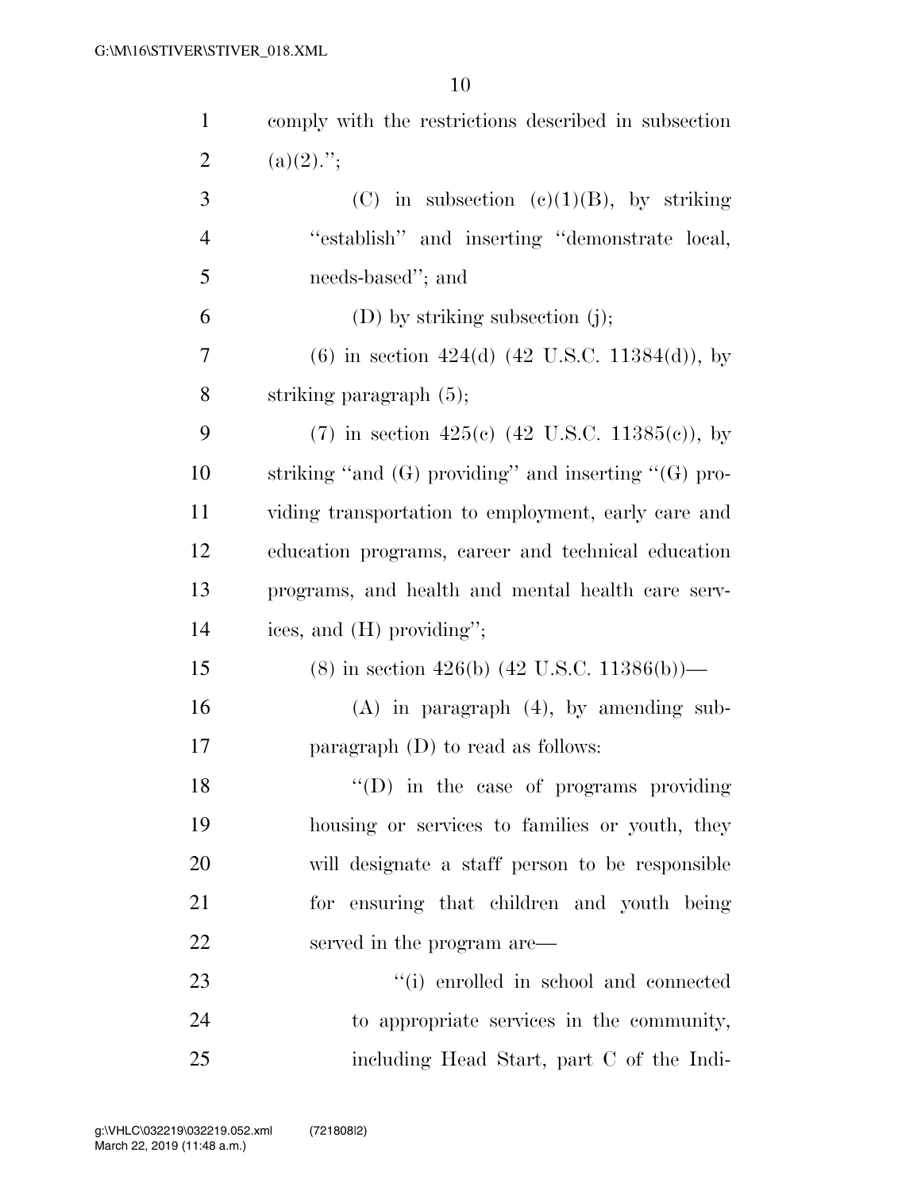comply with the restrictions described in subsection (a)(2).'';

(C) in subsection (c)(1)(B), by striking ''establish'' and inserting ''demonstrate local, needs-based''; and

(D) by striking subsection (j);

(6) in section 424(d) (42 U.S.C. 11384(d)), by striking paragraph (5);

(7) in section 425(c) (42 U.S.C. 11385(c)), by striking ''and (G) providing'' and inserting ''(G) providing transportation to employment, early care and education programs, career and technical education programs, and health and mental health care services, and (H) providing'';

(8) in section 426(b) (42 U.S.C. 11386(b))—

(A) in paragraph (4), by amending subparagraph (D) to read as follows:

''(D) in the case of programs providing housing or services to families or youth, they will designate a staff person to be responsible for ensuring that children and youth being served in the program are—

''(i) enrolled in school and connected to appropriate services in the community, including Head Start, part C of the Indi-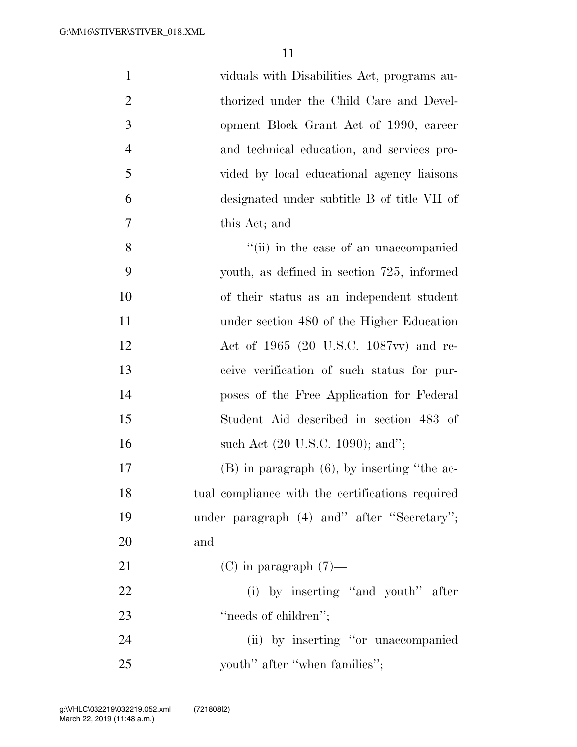viduals with Disabilities Act, programs authorized under the Child Care and Development Block Grant Act of 1990, career and technical education, and services provided by local educational agency liaisons designated under subtitle B of title VII of this Act; and

''(ii) in the case of an unaccompanied youth, as defined in section 725, informed of their status as an independent student under section 480 of the Higher Education Act of 1965 (20 U.S.C. 1087vv) and receive verification of such status for purposes of the Free Application for Federal Student Aid described in section 483 of such Act (20 U.S.C. 1090); and'';

(B) in paragraph (6), by inserting ''the actual compliance with the certifications required under paragraph (4) and'' after ''Secretary''; and

(C) in paragraph (7)—

(i) by inserting ''and youth'' after ''needs of children'';

(ii) by inserting ''or unaccompanied youth'' after ''when families'';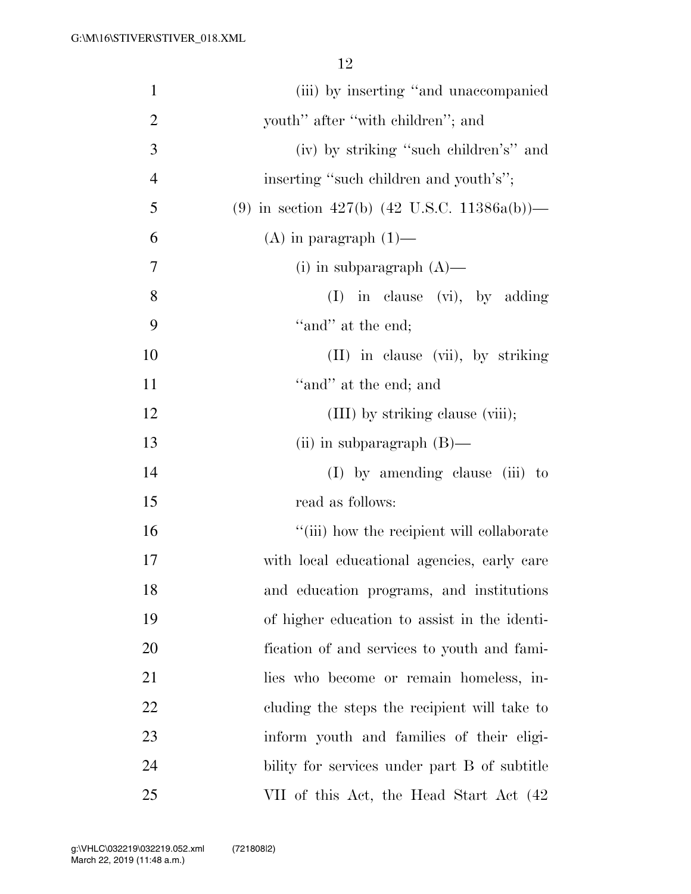(iii) by inserting ''and unaccompanied youth'' after ''with children''; and

(iv) by striking ''such children's'' and inserting ''such children and youth's'';

(9) in section 427(b) (42 U.S.C. 11386a(b))—

(A) in paragraph (1)—

(i) in subparagraph (A)—

(I) in clause (vi), by adding ''and'' at the end;

(II) in clause (vii), by striking ''and'' at the end; and

(III) by striking clause (viii);

(ii) in subparagraph (B)—

(I) by amending clause (iii) to read as follows:

''(iii) how the recipient will collaborate with local educational agencies, early care and education programs, and institutions of higher education to assist in the identification of and services to youth and families who become or remain homeless, including the steps the recipient will take to inform youth and families of their eligibility for services under part B of subtitle VII of this Act, the Head Start Act (42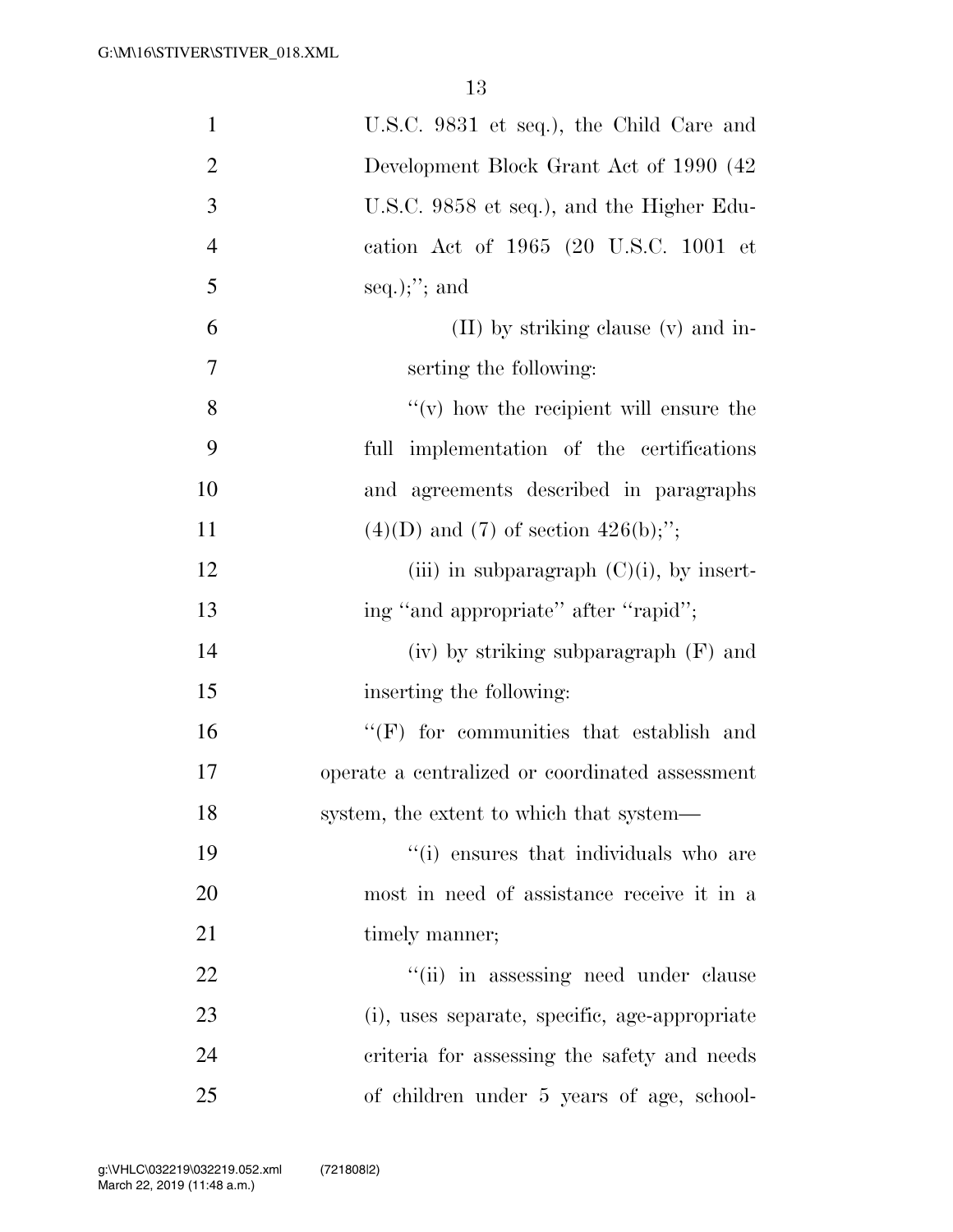U.S.C. 9831 et seq.), the Child Care and Development Block Grant Act of 1990 (42 U.S.C. 9858 et seq.), and the Higher Education Act of 1965 (20 U.S.C. 1001 et seq.);''; and

(II) by striking clause (v) and inserting the following:

''(v) how the recipient will ensure the full implementation of the certifications and agreements described in paragraphs (4)(D) and (7) of section 426(b);'';

(iii) in subparagraph (C)(i), by inserting ''and appropriate'' after ''rapid'';

(iv) by striking subparagraph (F) and inserting the following:

''(F) for communities that establish and operate a centralized or coordinated assessment system, the extent to which that system—

''(i) ensures that individuals who are most in need of assistance receive it in a timely manner;

''(ii) in assessing need under clause (i), uses separate, specific, age-appropriate criteria for assessing the safety and needs of children under 5 years of age, school-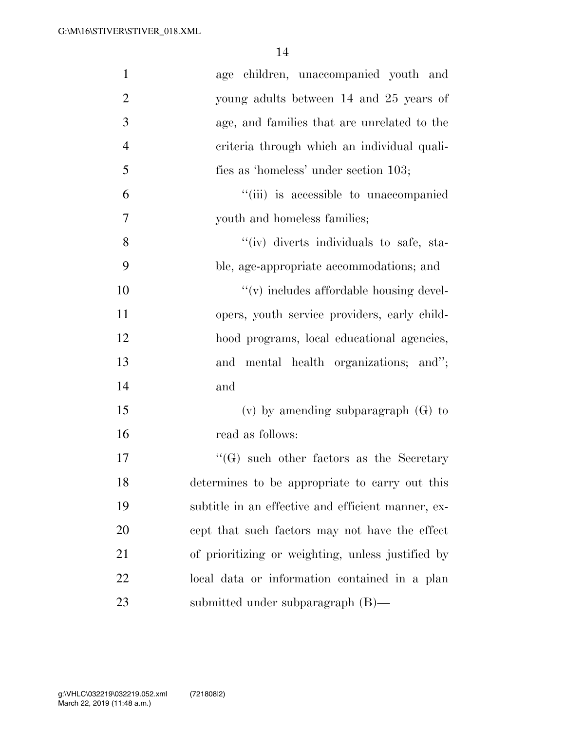age children, unaccompanied youth and young adults between 14 and 25 years of age, and families that are unrelated to the criteria through which an individual qualifies as 'homeless' under section 103;

"(iii) is accessible to unaccompanied youth and homeless families;

"(iv) diverts individuals to safe, stable, age-appropriate accommodations; and

"(v) includes affordable housing developers, youth service providers, early childhood programs, local educational agencies, and mental health organizations; and"; and

(v) by amending subparagraph (G) to read as follows:

"(G) such other factors as the Secretary determines to be appropriate to carry out this subtitle in an effective and efficient manner, except that such factors may not have the effect of prioritizing or weighting, unless justified by local data or information contained in a plan submitted under subparagraph (B)—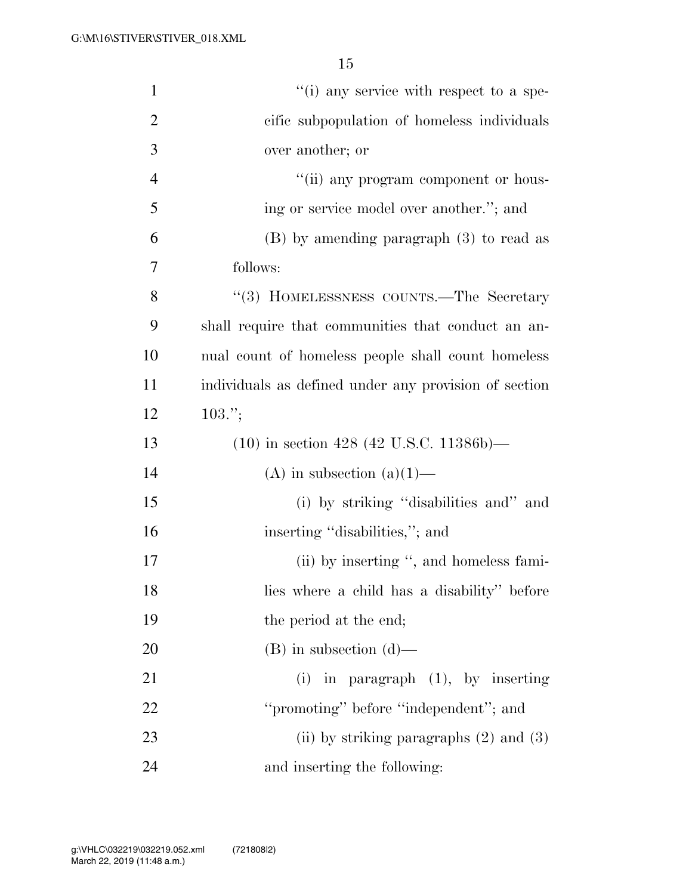"(i) any service with respect to a specific subpopulation of homeless individuals over another; or

"(ii) any program component or housing or service model over another."; and

(B) by amending paragraph (3) to read as follows:

"(3) HOMELESSNESS COUNTS.—The Secretary shall require that communities that conduct an annual count of homeless people shall count homeless individuals as defined under any provision of section 103.";

(10) in section 428 (42 U.S.C. 11386b)—

(A) in subsection (a)(1)—

(i) by striking "disabilities and" and inserting "disabilities,"; and

(ii) by inserting ", and homeless families where a child has a disability" before the period at the end;

(B) in subsection (d)—

(i) in paragraph (1), by inserting "promoting" before "independent"; and

(ii) by striking paragraphs (2) and (3) and inserting the following: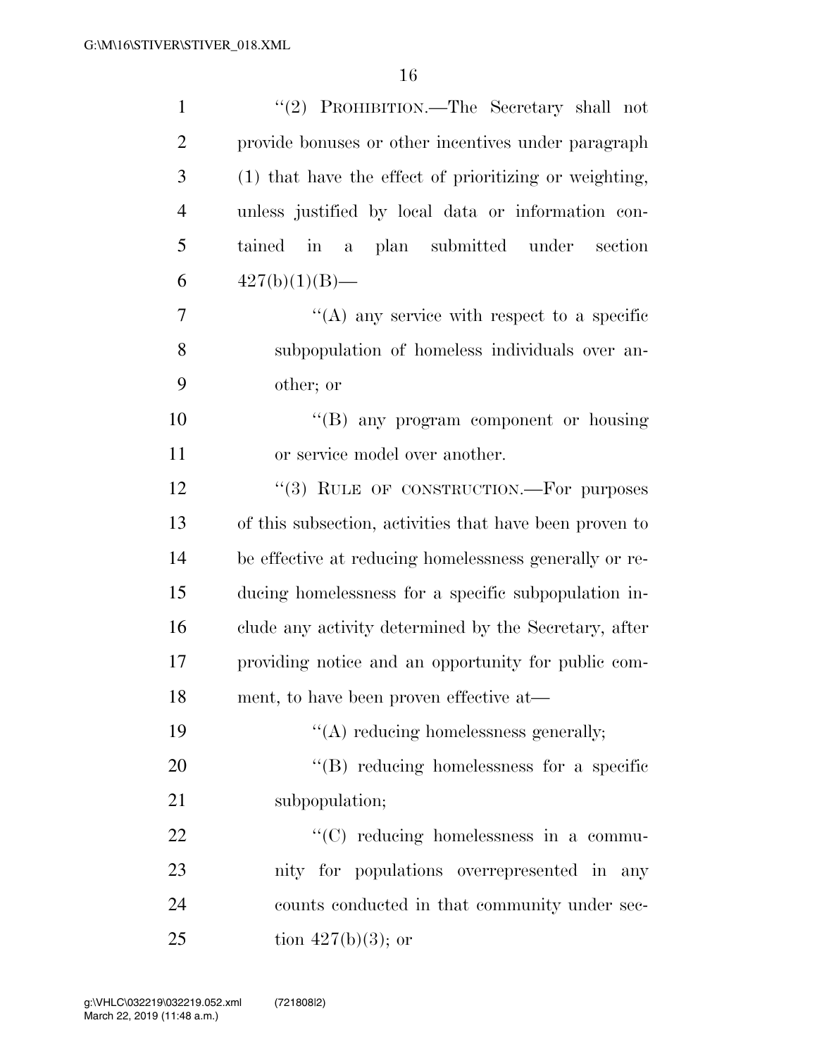"(2) PROHIBITION.—The Secretary shall not provide bonuses or other incentives under paragraph (1) that have the effect of prioritizing or weighting, unless justified by local data or information contained in a plan submitted under section 427(b)(1)(B)—

"(A) any service with respect to a specific subpopulation of homeless individuals over another; or

"(B) any program component or housing or service model over another.

"(3) RULE OF CONSTRUCTION.—For purposes of this subsection, activities that have been proven to be effective at reducing homelessness generally or reducing homelessness for a specific subpopulation include any activity determined by the Secretary, after providing notice and an opportunity for public comment, to have been proven effective at—

"(A) reducing homelessness generally;

"(B) reducing homelessness for a specific subpopulation;

"(C) reducing homelessness in a community for populations overrepresented in any counts conducted in that community under section 427(b)(3); or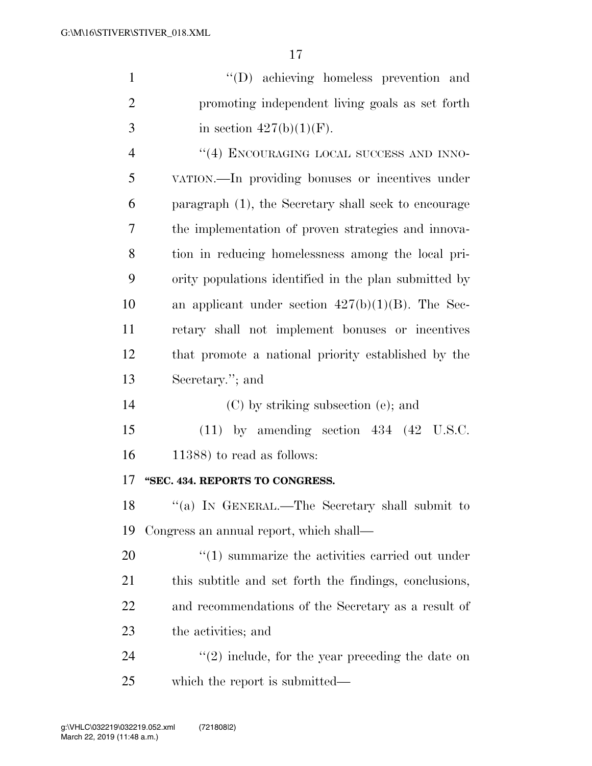''(D) achieving homeless prevention and promoting independent living goals as set forth in section 427(b)(1)(F).

''(4) ENCOURAGING LOCAL SUCCESS AND INNOVATION.—In providing bonuses or incentives under paragraph (1), the Secretary shall seek to encourage the implementation of proven strategies and innovation in reducing homelessness among the local priority populations identified in the plan submitted by an applicant under section 427(b)(1)(B). The Secretary shall not implement bonuses or incentives that promote a national priority established by the Secretary.''; and

(C) by striking subsection (e); and

(11) by amending section 434 (42 U.S.C. 11388) to read as follows:

**''SEC. 434. REPORTS TO CONGRESS.**

''(a) IN GENERAL.—The Secretary shall submit to Congress an annual report, which shall—

''(1) summarize the activities carried out under this subtitle and set forth the findings, conclusions, and recommendations of the Secretary as a result of the activities; and

''(2) include, for the year preceding the date on which the report is submitted—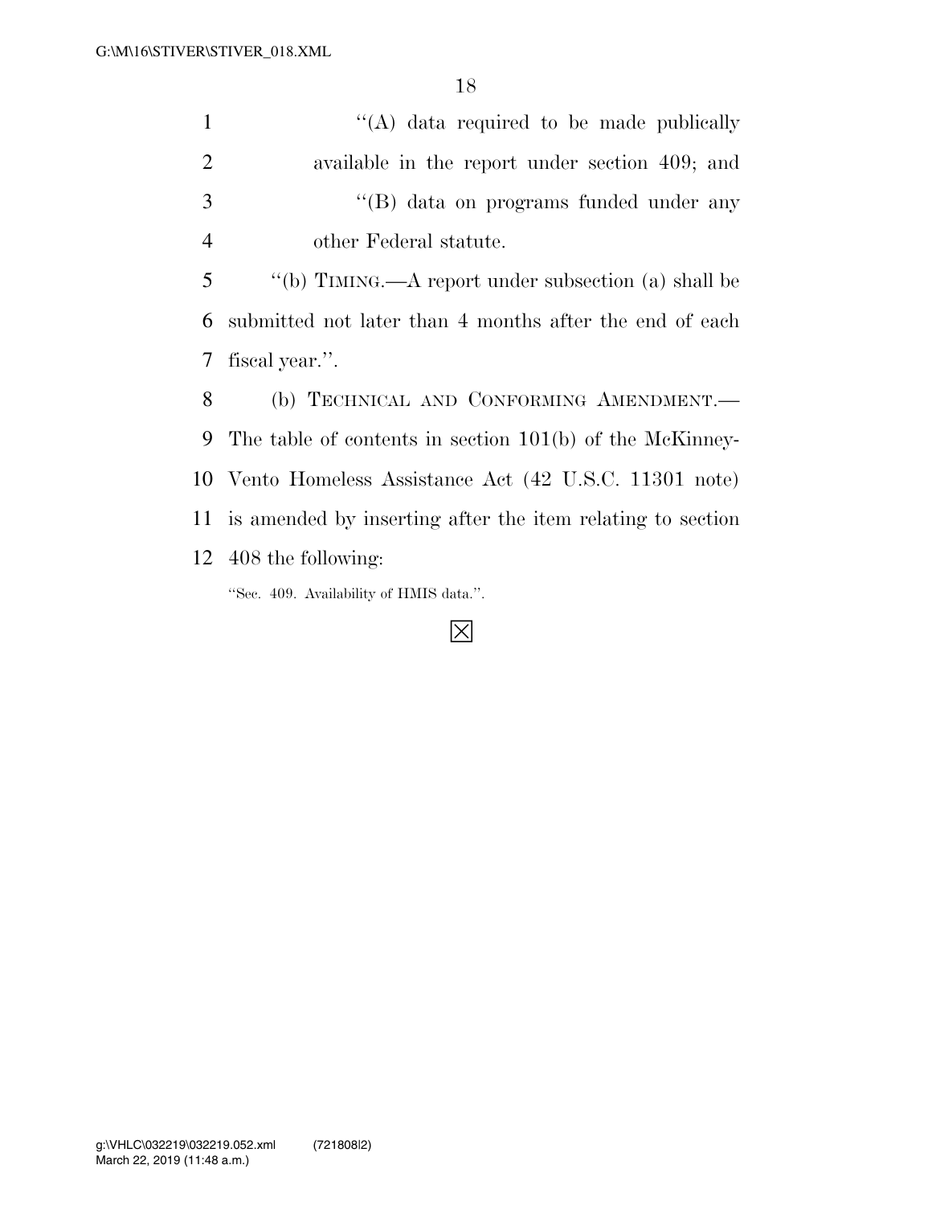''(A) data required to be made publically available in the report under section 409; and

''(B) data on programs funded under any other Federal statute.

''(b) TIMING.—A report under subsection (a) shall be submitted not later than 4 months after the end of each fiscal year.''.

(b) TECHNICAL AND CONFORMING AMENDMENT.—The table of contents in section 101(b) of the McKinney-Vento Homeless Assistance Act (42 U.S.C. 11301 note) is amended by inserting after the item relating to section 408 the following:

''Sec. 409. Availability of HMIS data.''.